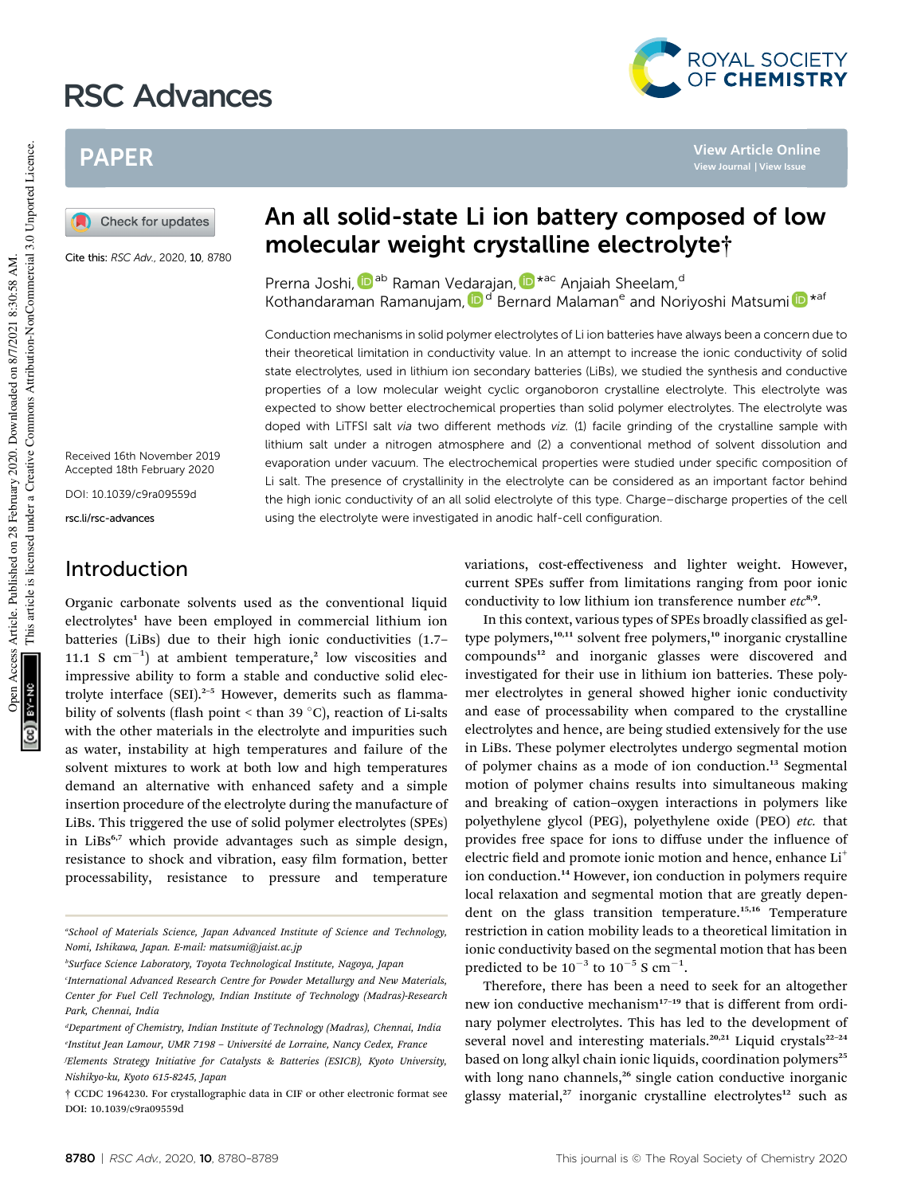# An all solid-state Li ion battery composed of low molecular weight crystalline electrolyte†

Cite this: *RSC Adv.*, 2020, **10**, 8780

Prerna Joshi, [ab] Raman Vedarajan, *[ac] Anjaiah Sheelam,[d] Kothandaraman Ramanujam,[d] Bernard Malaman[e] and Noriyoshi Matsumi *[af]

Received 16th November 2019
Accepted 18th February 2020

DOI: 10.1039/c9ra09559d

rsc.li/rsc-advances

Conduction mechanisms in solid polymer electrolytes of Li ion batteries have always been a concern due to their theoretical limitation in conductivity value. In an attempt to increase the ionic conductivity of solid state electrolytes, used in lithium ion secondary batteries (LiBs), we studied the synthesis and conductive properties of a low molecular weight cyclic organoboron crystalline electrolyte. This electrolyte was expected to show better electrochemical properties than solid polymer electrolytes. The electrolyte was doped with LiTFSI salt *via* two different methods *viz.* (1) facile grinding of the crystalline sample with lithium salt under a nitrogen atmosphere and (2) a conventional method of solvent dissolution and evaporation under vacuum. The electrochemical properties were studied under specific composition of Li salt. The presence of crystallinity in the electrolyte can be considered as an important factor behind the high ionic conductivity of an all solid electrolyte of this type. Charge–discharge properties of the cell using the electrolyte were investigated in anodic half-cell configuration.

## Introduction

Organic carbonate solvents used as the conventional liquid electrolytes[1] have been employed in commercial lithium ion batteries (LiBs) due to their high ionic conductivities (1.7–11.1 S cm$^{-1}$) at ambient temperature,[2] low viscosities and impressive ability to form a stable and conductive solid electrolyte interface (SEI).[2–5] However, demerits such as flammability of solvents (flash point < than 39 °C), reaction of Li-salts with the other materials in the electrolyte and impurities such as water, instability at high temperatures and failure of the solvent mixtures to work at both low and high temperatures demand an alternative with enhanced safety and a simple insertion procedure of the electrolyte during the manufacture of LiBs. This triggered the use of solid polymer electrolytes (SPEs) in LiBs[6,7] which provide advantages such as simple design, resistance to shock and vibration, easy film formation, better processability, resistance to pressure and temperature variations, cost-effectiveness and lighter weight. However, current SPEs suffer from limitations ranging from poor ionic conductivity to low lithium ion transference number *etc*[8,9].

In this context, various types of SPEs broadly classified as gel-type polymers,[10,11] solvent free polymers,[10] inorganic crystalline compounds[12] and inorganic glasses were discovered and investigated for their use in lithium ion batteries. These polymer electrolytes in general showed higher ionic conductivity and ease of processability when compared to the crystalline electrolytes and hence, are being studied extensively for the use in LiBs. These polymer electrolytes undergo segmental motion of polymer chains as a mode of ion conduction.[13] Segmental motion of polymer chains results into simultaneous making and breaking of cation–oxygen interactions in polymers like polyethylene glycol (PEG), polyethylene oxide (PEO) *etc.* that provides free space for ions to diffuse under the influence of electric field and promote ionic motion and hence, enhance Li$^+$ ion conduction.[14] However, ion conduction in polymers require local relaxation and segmental motion that are greatly dependent on the glass transition temperature.[15,16] Temperature restriction in cation mobility leads to a theoretical limitation in ionic conductivity based on the segmental motion that has been predicted to be $10^{-3}$ to $10^{-5}$ S cm$^{-1}$.

Therefore, there has been a need to seek for an altogether new ion conductive mechanism[17–19] that is different from ordinary polymer electrolytes. This has led to the development of several novel and interesting materials.[20,21] Liquid crystals[22–24] based on long alkyl chain ionic liquids, coordination polymers[25] with long nano channels,[26] single cation conductive inorganic glassy material,[27] inorganic crystalline electrolytes[12] such as

---

[a] School of Materials Science, Japan Advanced Institute of Science and Technology, Nomi, Ishikawa, Japan. E-mail: matsumi@jaist.ac.jp

[b] Surface Science Laboratory, Toyota Technological Institute, Nagoya, Japan

[c] International Advanced Research Centre for Powder Metallurgy and New Materials, Center for Fuel Cell Technology, Indian Institute of Technology (Madras)-Research Park, Chennai, India

[d] Department of Chemistry, Indian Institute of Technology (Madras), Chennai, India

[e] Institut Jean Lamour, UMR 7198 – Université de Lorraine, Nancy Cedex, France

[f] Elements Strategy Initiative for Catalysts & Batteries (ESICB), Kyoto University, Nishikyo-ku, Kyoto 615-8245, Japan

† CCDC 1964230. For crystallographic data in CIF or other electronic format see DOI: 10.1039/c9ra09559d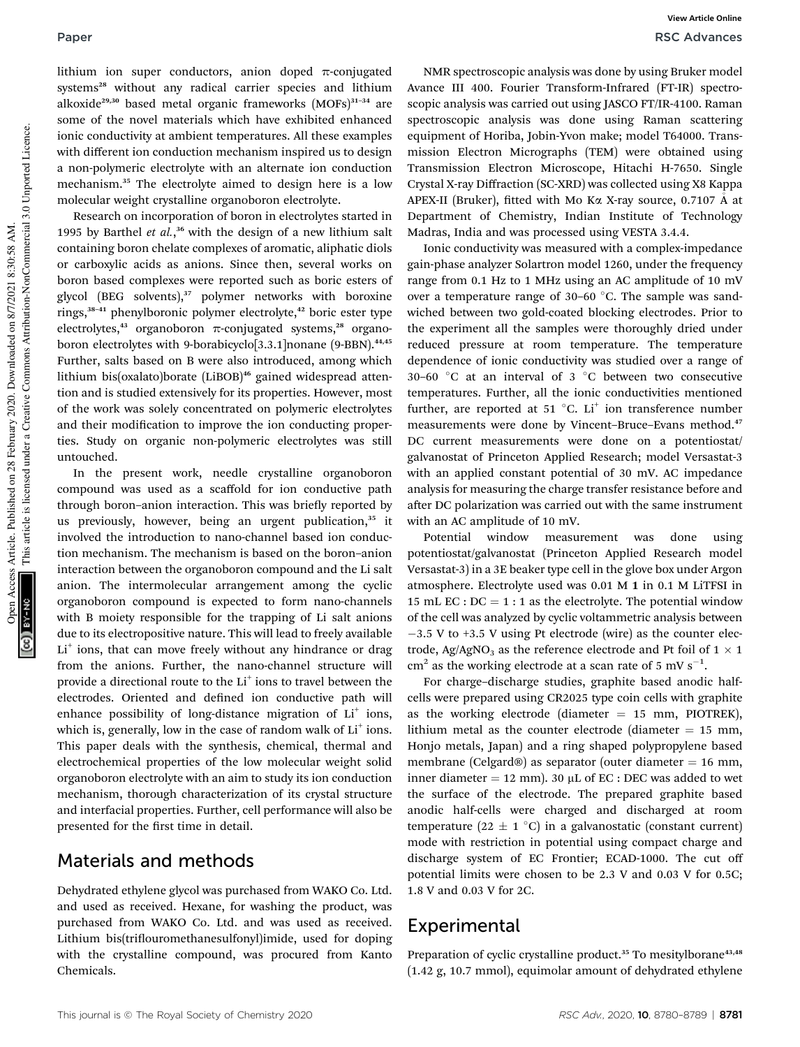lithium ion super conductors, anion doped π-conjugated systems[28] without any radical carrier species and lithium alkoxide[29,30] based metal organic frameworks (MOFs)[31–34] are some of the novel materials which have exhibited enhanced ionic conductivity at ambient temperatures. All these examples with different ion conduction mechanism inspired us to design a non-polymeric electrolyte with an alternate ion conduction mechanism.[35] The electrolyte aimed to design here is a low molecular weight crystalline organoboron electrolyte.

Research on incorporation of boron in electrolytes started in 1995 by Barthel *et al.*,[36] with the design of a new lithium salt containing boron chelate complexes of aromatic, aliphatic diols or carboxylic acids as anions. Since then, several works on boron based complexes were reported such as boric esters of glycol (BEG solvents),[37] polymer networks with boroxine rings,[38–41] phenylboronic polymer electrolyte,[42] boric ester type electrolytes,[43] organoboron π-conjugated systems,[28] organoboron electrolytes with 9-borabicyclo[3.3.1]nonane (9-BBN).[44,45] Further, salts based on B were also introduced, among which lithium bis(oxalato)borate (LiBOB)[46] gained widespread attention and is studied extensively for its properties. However, most of the work was solely concentrated on polymeric electrolytes and their modification to improve the ion conducting properties. Study on organic non-polymeric electrolytes was still untouched.

In the present work, needle crystalline organoboron compound was used as a scaffold for ion conductive path through boron–anion interaction. This was briefly reported by us previously, however, being an urgent publication,[35] it involved the introduction to nano-channel based ion conduction mechanism. The mechanism is based on the boron–anion interaction between the organoboron compound and the Li salt anion. The intermolecular arrangement among the cyclic organoboron compound is expected to form nano-channels with B moiety responsible for the trapping of Li salt anions due to its electropositive nature. This will lead to freely available $Li^+$ ions, that can move freely without any hindrance or drag from the anions. Further, the nano-channel structure will provide a directional route to the $Li^+$ ions to travel between the electrodes. Oriented and defined ion conductive path will enhance possibility of long-distance migration of $Li^+$ ions, which is, generally, low in the case of random walk of $Li^+$ ions. This paper deals with the synthesis, chemical, thermal and electrochemical properties of the low molecular weight solid organoboron electrolyte with an aim to study its ion conduction mechanism, thorough characterization of its crystal structure and interfacial properties. Further, cell performance will also be presented for the first time in detail.

## Materials and methods

Dehydrated ethylene glycol was purchased from WAKO Co. Ltd. and used as received. Hexane, for washing the product, was purchased from WAKO Co. Ltd. and was used as received. Lithium bis(triflouromethanesulfonyl)imide, used for doping with the crystalline compound, was procured from Kanto Chemicals.

NMR spectroscopic analysis was done by using Bruker model Avance III 400. Fourier Transform-Infrared (FT-IR) spectroscopic analysis was carried out using JASCO FT/IR-4100. Raman spectroscopic analysis was done using Raman scattering equipment of Horiba, Jobin-Yvon make; model T64000. Transmission Electron Micrographs (TEM) were obtained using Transmission Electron Microscope, Hitachi H-7650. Single Crystal X-ray Diffraction (SC-XRD) was collected using X8 Kappa APEX-II (Bruker), fitted with Mo Kα X-ray source, 0.7107 Å at Department of Chemistry, Indian Institute of Technology Madras, India and was processed using VESTA 3.4.4.

Ionic conductivity was measured with a complex-impedance gain-phase analyzer Solartron model 1260, under the frequency range from 0.1 Hz to 1 MHz using an AC amplitude of 10 mV over a temperature range of 30–60 °C. The sample was sandwiched between two gold-coated blocking electrodes. Prior to the experiment all the samples were thoroughly dried under reduced pressure at room temperature. The temperature dependence of ionic conductivity was studied over a range of 30–60 °C at an interval of 3 °C between two consecutive temperatures. Further, all the ionic conductivities mentioned further, are reported at 51 °C. $Li^+$ ion transference number measurements were done by Vincent–Bruce–Evans method.[47] DC current measurements were done on a potentiostat/galvanostat of Princeton Applied Research; model Versasatat-3 with an applied constant potential of 30 mV. AC impedance analysis for measuring the charge transfer resistance before and after DC polarization was carried out with the same instrument with an AC amplitude of 10 mV.

Potential window measurement was done using potentiostat/galvanostat (Princeton Applied Research model Versastat-3) in a 3E beaker type cell in the glove box under Argon atmosphere. Electrolyte used was 0.01 M **1** in 0.1 M LiTFSI in 15 mL EC : DC = 1 : 1 as the electrolyte. The potential window of the cell was analyzed by cyclic voltammetric analysis between −3.5 V to +3.5 V using Pt electrode (wire) as the counter electrode, $Ag/AgNO_3$ as the reference electrode and Pt foil of 1 × 1 $cm^2$ as the working electrode at a scan rate of 5 mV $s^{-1}$.

For charge–discharge studies, graphite based anodic half-cells were prepared using CR2025 type coin cells with graphite as the working electrode (diameter = 15 mm, PIOTREK), lithium metal as the counter electrode (diameter = 15 mm, Honjo metals, Japan) and a ring shaped polypropylene based membrane (Celgard®) as separator (outer diameter = 16 mm, inner diameter = 12 mm). 30 μL of EC : DEC was added to wet the surface of the electrode. The prepared graphite based anodic half-cells were charged and discharged at room temperature (22 ± 1 °C) in a galvanostatic (constant current) mode with restriction in potential using compact charge and discharge system of EC Frontier; ECAD-1000. The cut off potential limits were chosen to be 2.3 V and 0.03 V for 0.5C; 1.8 V and 0.03 V for 2C.

## Experimental

Preparation of cyclic crystalline product.[35] To mesitylborane[43,48] (1.42 g, 10.7 mmol), equimolar amount of dehydrated ethylene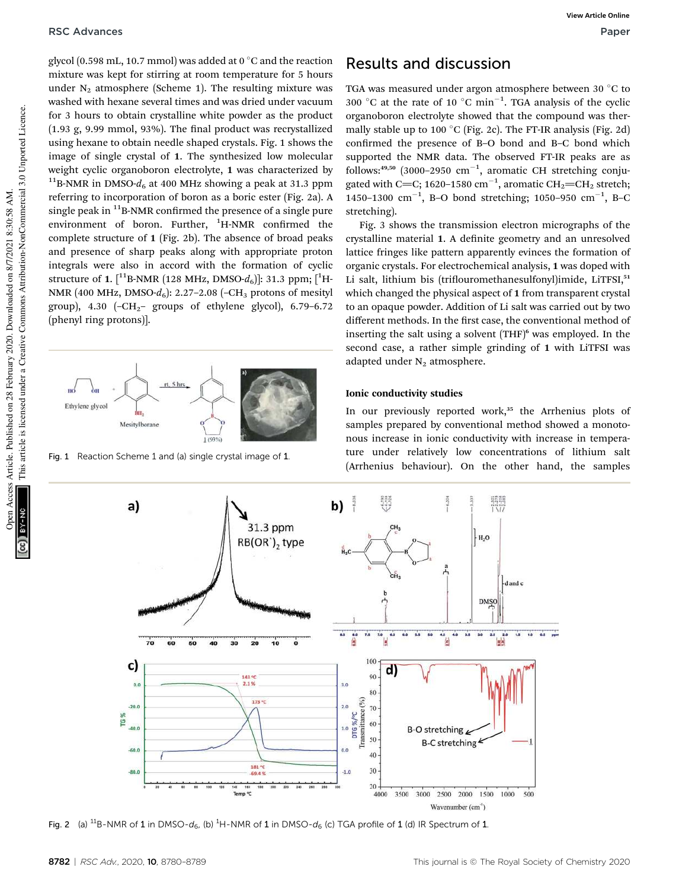glycol (0.598 mL, 10.7 mmol) was added at 0 °C and the reaction mixture was kept for stirring at room temperature for 5 hours under $N_2$ atmosphere (Scheme 1). The resulting mixture was washed with hexane several times and was dried under vacuum for 3 hours to obtain crystalline white powder as the product (1.93 g, 9.99 mmol, 93%). The final product was recrystallized using hexane to obtain needle shaped crystals. Fig. 1 shows the image of single crystal of **1**. The synthesized low molecular weight cyclic organoboron electrolyte, **1** was characterized by $^{11}$B-NMR in DMSO-$d_6$ at 400 MHz showing a peak at 31.3 ppm referring to incorporation of boron as a boric ester (Fig. 2a). A single peak in $^{11}$B-NMR confirmed the presence of a single pure environment of boron. Further, $^{1}$H-NMR confirmed the complete structure of **1** (Fig. 2b). The absence of broad peaks and presence of sharp peaks along with appropriate proton integrals were also in accord with the formation of cyclic structure of **1**. [$^{11}$B-NMR (128 MHz, DMSO-$d_6$)]: 31.3 ppm; [$^{1}$H-NMR (400 MHz, DMSO-$d_6$): 2.27–2.08 (–$CH_3$ protons of mesityl group), 4.30 (–$CH_2$– groups of ethylene glycol), 6.79–6.72 (phenyl ring protons)].

Fig. 1 Reaction Scheme 1 and (a) single crystal image of **1**.

## Results and discussion

TGA was measured under argon atmosphere between 30 °C to 300 °C at the rate of 10 °C min$^{-1}$. TGA analysis of the cyclic organoboron electrolyte showed that the compound was thermally stable up to 100 °C (Fig. 2c). The FT-IR analysis (Fig. 2d) confirmed the presence of B–O bond and B–C bond which supported the NMR data. The observed FT-IR peaks are as follows:[49,50] (3000–2950 cm$^{-1}$, aromatic CH stretching conjugated with C=C; 1620–1580 cm$^{-1}$, aromatic $CH_2$=$CH_2$ stretch; 1450–1300 cm$^{-1}$, B–O bond stretching; 1050–950 cm$^{-1}$, B–C stretching).

Fig. 3 shows the transmission electron micrographs of the crystalline material **1**. A definite geometry and an unresolved lattice fringes like pattern apparently evinces the formation of organic crystals. For electrochemical analysis, **1** was doped with Li salt, lithium bis (triflouromethanesulfonyl)imide, LiTFSI,[51] which changed the physical aspect of **1** from transparent crystal to an opaque powder. Addition of Li salt was carried out by two different methods. In the first case, the conventional method of inserting the salt using a solvent (THF)[6] was employed. In the second case, a rather simple grinding of **1** with LiTFSI was adapted under $N_2$ atmosphere.

### Ionic conductivity studies

In our previously reported work,[35] the Arrhenius plots of samples prepared by conventional method showed a monotonous increase in ionic conductivity with increase in temperature under relatively low concentrations of lithium salt (Arrhenius behaviour). On the other hand, the samples

Fig. 2 (a) $^{11}$B-NMR of **1** in DMSO-$d_6$, (b) $^{1}$H-NMR of **1** in DMSO-$d_6$ (c) TGA profile of **1** (d) IR Spectrum of **1**.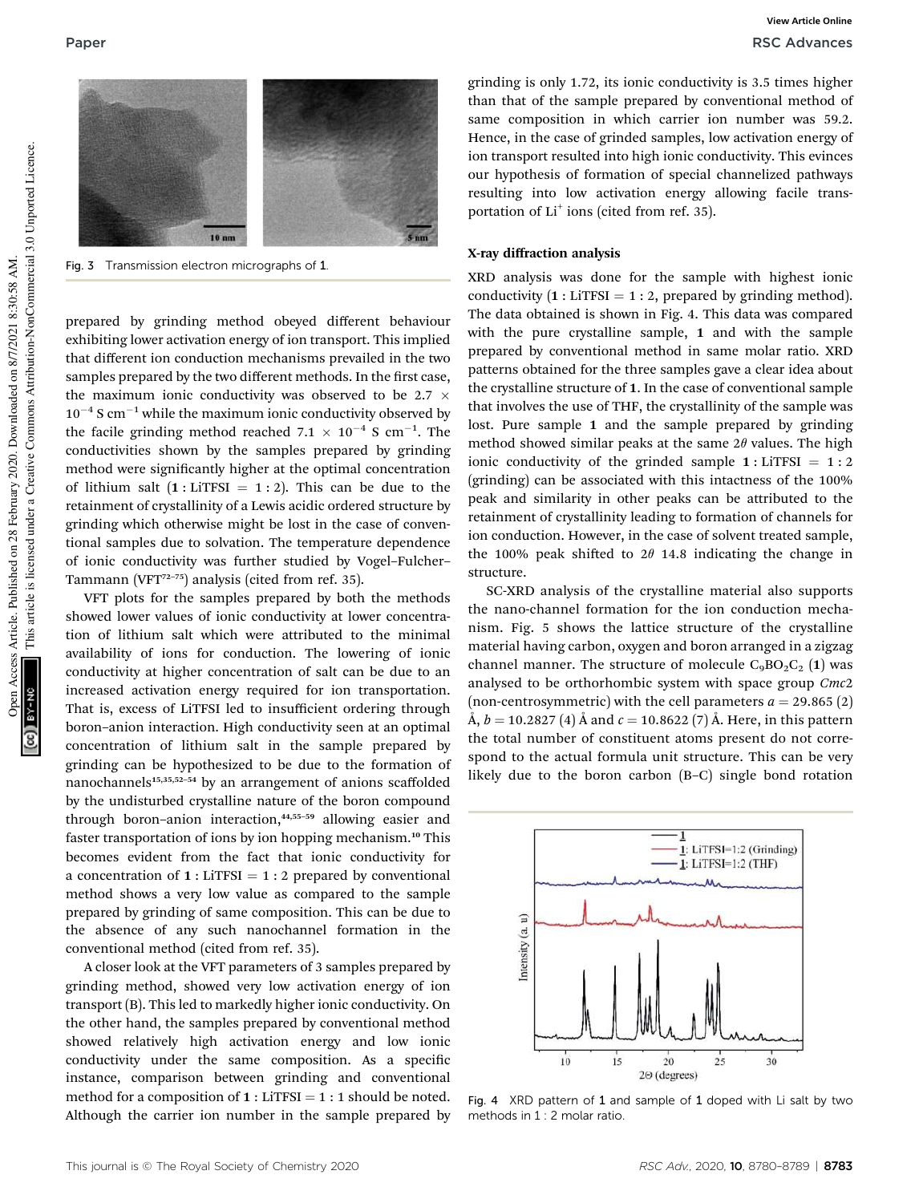Fig. 3 Transmission electron micrographs of **1**.

prepared by grinding method obeyed different behaviour exhibiting lower activation energy of ion transport. This implied that different ion conduction mechanisms prevailed in the two samples prepared by the two different methods. In the first case, the maximum ionic conductivity was observed to be $2.7 \times 10^{-4}$ S cm$^{-1}$ while the maximum ionic conductivity observed by the facile grinding method reached $7.1 \times 10^{-4}$ S cm$^{-1}$. The conductivities shown by the samples prepared by grinding method were significantly higher at the optimal concentration of lithium salt (**1** : LiTFSI = 1 : 2). This can be due to the retainment of crystallinity of a Lewis acidic ordered structure by grinding which otherwise might be lost in the case of conventional samples due to solvation. The temperature dependence of ionic conductivity was further studied by Vogel–Fulcher–Tammann (VFT[72–75]) analysis (cited from ref. 35).

VFT plots for the samples prepared by both the methods showed lower values of ionic conductivity at lower concentration of lithium salt which were attributed to the minimal availability of ions for conduction. The lowering of ionic conductivity at higher concentration of salt can be due to an increased activation energy required for ion transportation. That is, excess of LiTFSI led to insufficient ordering through boron–anion interaction. High conductivity seen at an optimal concentration of lithium salt in the sample prepared by grinding can be hypothesized to be due to the formation of nanochannels[15,35,52–54] by an arrangement of anions scaffolded by the undisturbed crystalline nature of the boron compound through boron–anion interaction,[44,55–59] allowing easier and faster transportation of ions by ion hopping mechanism.[10] This becomes evident from the fact that ionic conductivity for a concentration of **1** : LiTFSI = 1 : 2 prepared by conventional method shows a very low value as compared to the sample prepared by grinding of same composition. This can be due to the absence of any such nanochannel formation in the conventional method (cited from ref. 35).

A closer look at the VFT parameters of 3 samples prepared by grinding method, showed very low activation energy of ion transport (B). This led to markedly higher ionic conductivity. On the other hand, the samples prepared by conventional method showed relatively high activation energy and low ionic conductivity under the same composition. As a specific instance, comparison between grinding and conventional method for a composition of **1** : LiTFSI = 1 : 1 should be noted. Although the carrier ion number in the sample prepared by grinding is only 1.72, its ionic conductivity is 3.5 times higher than that of the sample prepared by conventional method of same composition in which carrier ion number was 59.2. Hence, in the case of grinded samples, low activation energy of ion transport resulted into high ionic conductivity. This evinces our hypothesis of formation of special channelized pathways resulting into low activation energy allowing facile transportation of $Li^+$ ions (cited from ref. 35).

### X-ray diffraction analysis

XRD analysis was done for the sample with highest ionic conductivity (**1** : LiTFSI = 1 : 2, prepared by grinding method). The data obtained is shown in Fig. 4. This data was compared with the pure crystalline sample, **1** and with the sample prepared by conventional method in same molar ratio. XRD patterns obtained for the three samples gave a clear idea about the crystalline structure of **1**. In the case of conventional sample that involves the use of THF, the crystallinity of the sample was lost. Pure sample **1** and the sample prepared by grinding method showed similar peaks at the same $2\theta$ values. The high ionic conductivity of the grinded sample **1** : LiTFSI = 1 : 2 (grinding) can be associated with this intactness of the 100% peak and similarity in other peaks can be attributed to the retainment of crystallinity leading to formation of channels for ion conduction. However, in the case of solvent treated sample, the 100% peak shifted to $2\theta$ 14.8 indicating the change in structure.

SC-XRD analysis of the crystalline material also supports the nano-channel formation for the ion conduction mechanism. Fig. 5 shows the lattice structure of the crystalline material having carbon, oxygen and boron arranged in a zigzag channel manner. The structure of molecule $C_9BO_2C_2$ (**1**) was analysed to be orthorhombic system with space group *Cmc*2 (non-centrosymmetric) with the cell parameters $a = 29.865$ (2) Å, $b = 10.2827$ (4) Å and $c = 10.8622$ (7) Å. Here, in this pattern the total number of constituent atoms present do not correspond to the actual formula unit structure. This can be very likely due to the boron carbon (B–C) single bond rotation

Fig. 4 XRD pattern of **1** and sample of **1** doped with Li salt by two methods in 1 : 2 molar ratio.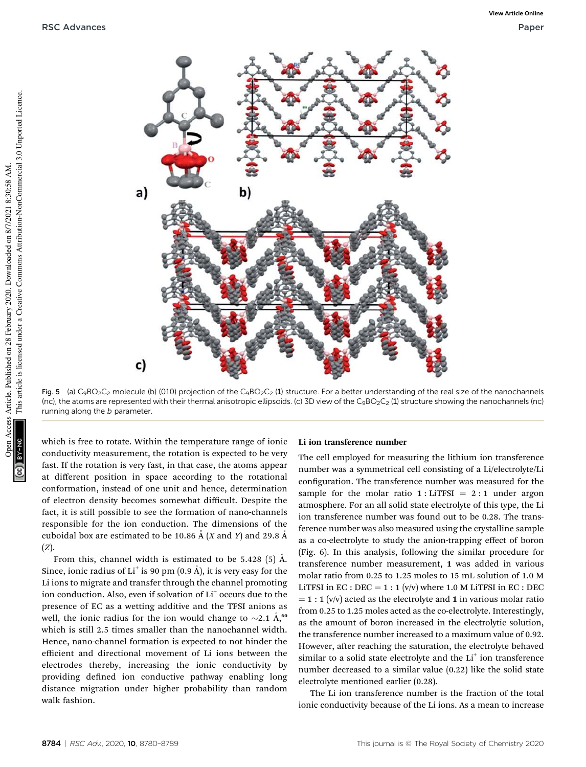Fig. 5 (a) $C_9BO_2C_2$ molecule (b) (010) projection of the $C_9BO_2C_2$ (**1**) structure. For a better understanding of the real size of the nanochannels (nc), the atoms are represented with their thermal anisotropic ellipsoids. (c) 3D view of the $C_9BO_2C_2$ (**1**) structure showing the nanochannels (nc) running along the *b* parameter.

which is free to rotate. Within the temperature range of ionic conductivity measurement, the rotation is expected to be very fast. If the rotation is very fast, in that case, the atoms appear at different position in space according to the rotational conformation, instead of one unit and hence, determination of electron density becomes somewhat difficult. Despite the fact, it is still possible to see the formation of nano-channels responsible for the ion conduction. The dimensions of the cuboidal box are estimated to be 10.86 Å (*X* and *Y*) and 29.8 Å (*Z*).

From this, channel width is estimated to be 5.428 (5) Å. Since, ionic radius of $Li^+$ is 90 pm (0.9 Å), it is very easy for the Li ions to migrate and transfer through the channel promoting ion conduction. Also, even if solvation of $Li^+$ occurs due to the presence of EC as a wetting additive and the TFSI anions as well, the ionic radius for the ion would change to ~2.1 Å,[60] which is still 2.5 times smaller than the nanochannel width. Hence, nano-channel formation is expected to not hinder the efficient and directional movement of Li ions between the electrodes thereby, increasing the ionic conductivity by providing defined ion conductive pathway enabling long distance migration under higher probability than random walk fashion.

### Li ion transference number

The cell employed for measuring the lithium ion transference number was a symmetrical cell consisting of a Li/electrolyte/Li configuration. The transference number was measured for the sample for the molar ratio **1** : LiTFSI = 2 : 1 under argon atmosphere. For an all solid state electrolyte of this type, the Li ion transference number was found out to be 0.28. The transference number was also measured using the crystalline sample as a co-electrolyte to study the anion-trapping effect of boron (Fig. 6). In this analysis, following the similar procedure for transference number measurement, **1** was added in various molar ratio from 0.25 to 1.25 moles to 15 mL solution of 1.0 M LiTFSI in EC : DEC = 1 : 1 (v/v) where 1.0 M LiTFSI in EC : DEC = 1 : 1 (v/v) acted as the electrolyte and **1** in various molar ratio from 0.25 to 1.25 moles acted as the co-electrolyte. Interestingly, as the amount of boron increased in the electrolytic solution, the transference number increased to a maximum value of 0.92. However, after reaching the saturation, the electrolyte behaved similar to a solid state electrolyte and the $Li^+$ ion transference number decreased to a similar value (0.22) like the solid state electrolyte mentioned earlier (0.28).

The Li ion transference number is the fraction of the total ionic conductivity because of the Li ions. As a mean to increase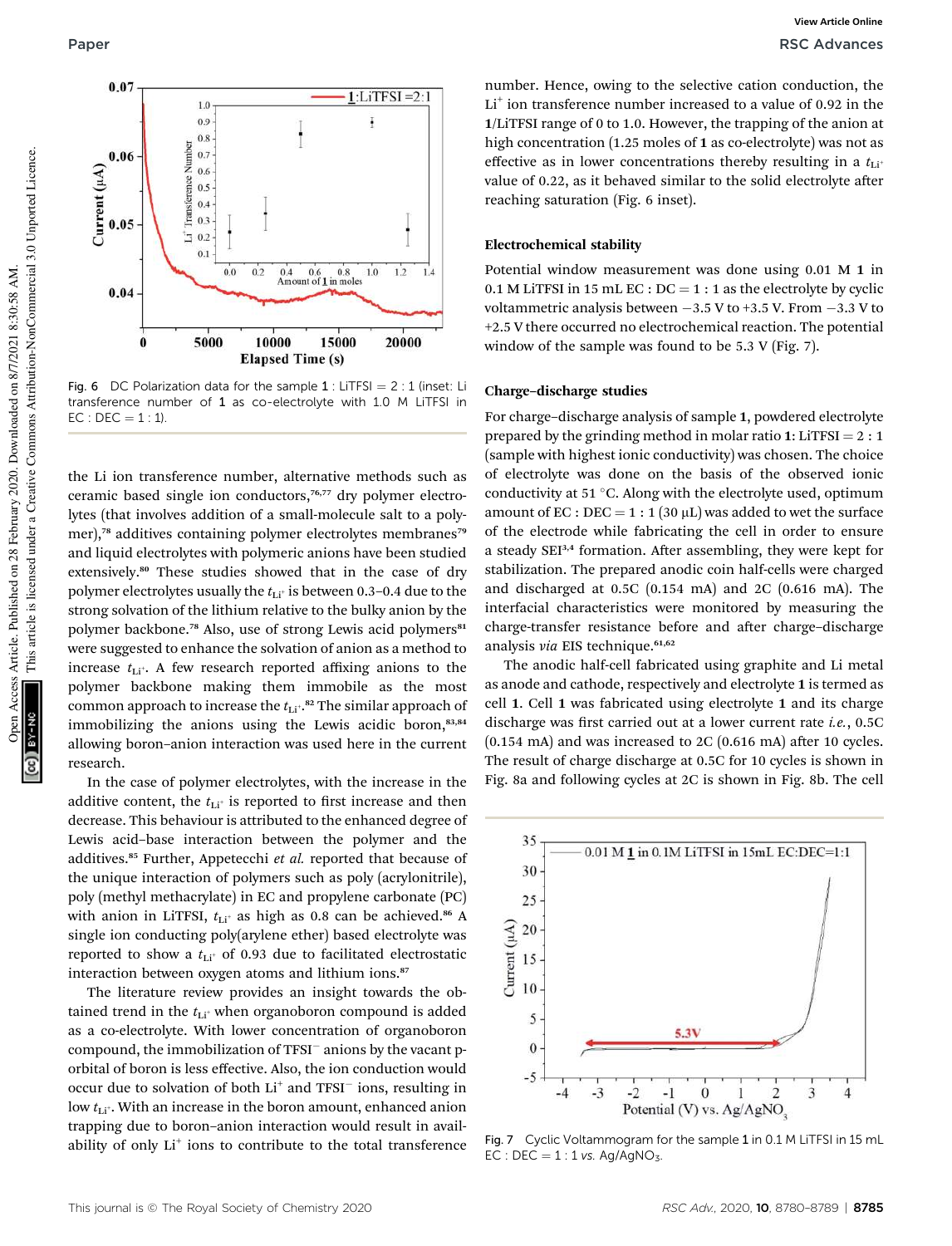Fig. 6 DC Polarization data for the sample **1** : LiTFSI = 2 : 1 (inset: Li transference number of **1** as co-electrolyte with 1.0 M LiTFSI in EC : DEC = 1 : 1).

the Li ion transference number, alternative methods such as ceramic based single ion conductors,[76,77] dry polymer electrolytes (that involves addition of a small-molecule salt to a polymer),[78] additives containing polymer electrolytes membranes[79] and liquid electrolytes with polymeric anions have been studied extensively.[80] These studies showed that in the case of dry polymer electrolytes usually the $t_{Li^+}$ is between 0.3–0.4 due to the strong solvation of the lithium relative to the bulky anion by the polymer backbone.[78] Also, use of strong Lewis acid polymers[81] were suggested to enhance the solvation of anion as a method to increase $t_{Li^+}$. A few research reported affixing anions to the polymer backbone making them immobile as the most common approach to increase the $t_{Li^+}$.[82] The similar approach of immobilizing the anions using the Lewis acidic boron,[83,84] allowing boron–anion interaction was used here in the current research.

In the case of polymer electrolytes, with the increase in the additive content, the $t_{Li^+}$ is reported to first increase and then decrease. This behaviour is attributed to the enhanced degree of Lewis acid–base interaction between the polymer and the additives.[85] Further, Appetecchi *et al.* reported that because of the unique interaction of polymers such as poly (acrylonitrile), poly (methyl methacrylate) in EC and propylene carbonate (PC) with anion in LiTFSI, $t_{Li^+}$ as high as 0.8 can be achieved.[86] A single ion conducting poly(arylene ether) based electrolyte was reported to show a $t_{Li^+}$ of 0.93 due to facilitated electrostatic interaction between oxygen atoms and lithium ions.[87]

The literature review provides an insight towards the obtained trend in the $t_{Li^+}$ when organoboron compound is added as a co-electrolyte. With lower concentration of organoboron compound, the immobilization of $TFSI^-$ anions by the vacant p-orbital of boron is less effective. Also, the ion conduction would occur due to solvation of both $Li^+$ and $TFSI^-$ ions, resulting in low $t_{Li^+}$. With an increase in the boron amount, enhanced anion trapping due to boron–anion interaction would result in availability of only $Li^+$ ions to contribute to the total transference number. Hence, owing to the selective cation conduction, the $Li^+$ ion transference number increased to a value of 0.92 in the **1**/LiTFSI range of 0 to 1.0. However, the trapping of the anion at high concentration (1.25 moles of **1** as co-electrolyte) was not as effective as in lower concentrations thereby resulting in a $t_{Li^+}$ value of 0.22, as it behaved similar to the solid electrolyte after reaching saturation (Fig. 6 inset).

### Electrochemical stability

Potential window measurement was done using 0.01 M **1** in 0.1 M LiTFSI in 15 mL EC : DC = 1 : 1 as the electrolyte by cyclic voltammetric analysis between −3.5 V to +3.5 V. From −3.3 V to +2.5 V there occurred no electrochemical reaction. The potential window of the sample was found to be 5.3 V (Fig. 7).

### Charge–discharge studies

For charge–discharge analysis of sample **1**, powdered electrolyte prepared by the grinding method in molar ratio **1**: LiTFSI = 2 : 1 (sample with highest ionic conductivity) was chosen. The choice of electrolyte was done on the basis of the observed ionic conductivity at 51 °C. Along with the electrolyte used, optimum amount of EC : DEC = 1 : 1 (30 μL) was added to wet the surface of the electrode while fabricating the cell in order to ensure a steady SEI[3,4] formation. After assembling, they were kept for stabilization. The prepared anodic coin half-cells were charged and discharged at 0.5C (0.154 mA) and 2C (0.616 mA). The interfacial characteristics were monitored by measuring the charge-transfer resistance before and after charge–discharge analysis *via* EIS technique.[61,62]

The anodic half-cell fabricated using graphite and Li metal as anode and cathode, respectively and electrolyte **1** is termed as cell **1**. Cell **1** was fabricated using electrolyte **1** and its charge discharge was first carried out at a lower current rate *i.e.*, 0.5C (0.154 mA) and was increased to 2C (0.616 mA) after 10 cycles. The result of charge discharge at 0.5C for 10 cycles is shown in Fig. 8a and following cycles at 2C is shown in Fig. 8b. The cell

Fig. 7 Cyclic Voltammogram for the sample **1** in 0.1 M LiTFSI in 15 mL EC : DEC = 1 : 1 *vs.* $Ag/AgNO_3$.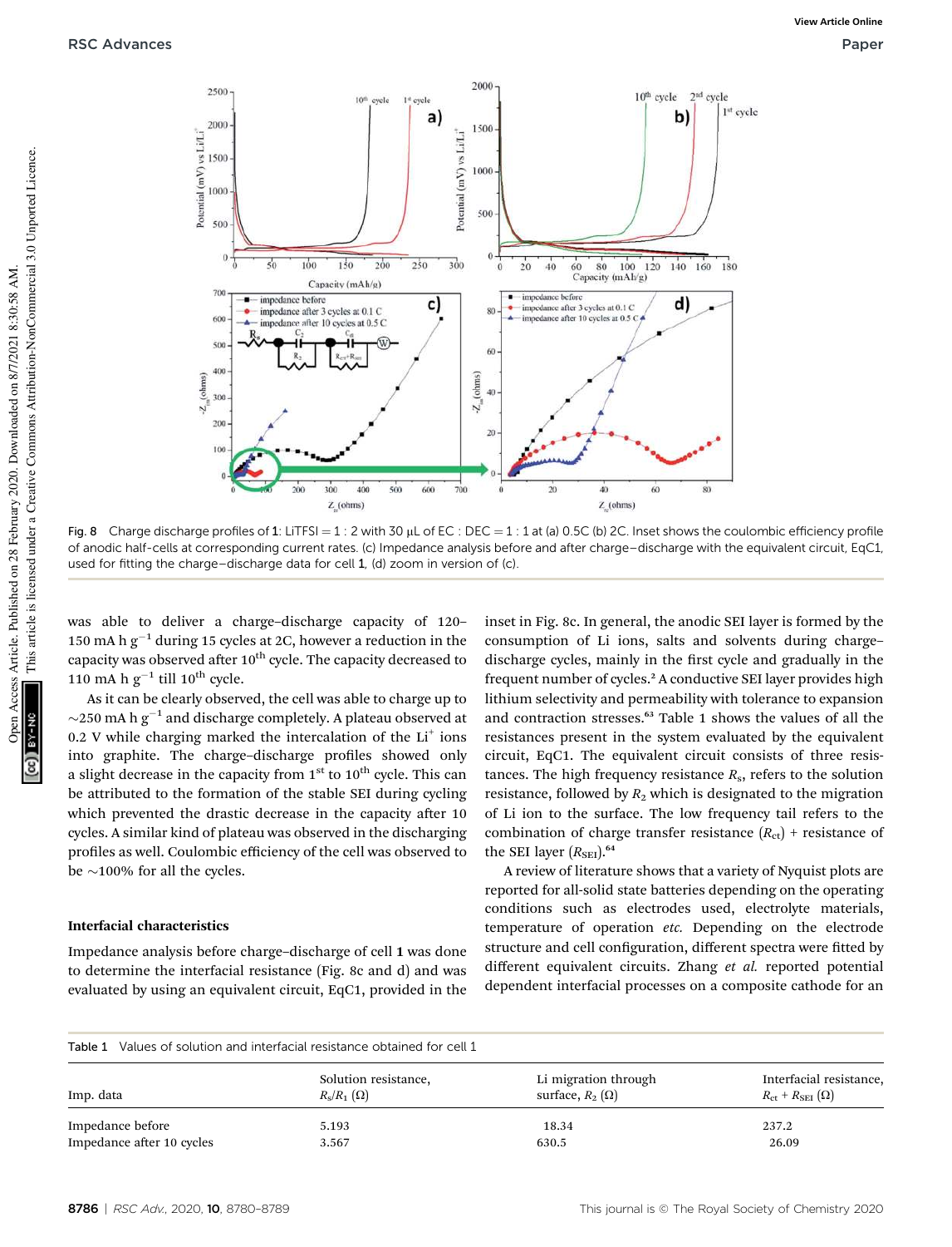Fig. 8 Charge discharge profiles of **1**: LiTFSI = 1 : 2 with 30 μL of EC : DEC = 1 : 1 at (a) 0.5C (b) 2C. Inset shows the coulombic efficiency profile of anodic half-cells at corresponding current rates. (c) Impedance analysis before and after charge–discharge with the equivalent circuit, EqC1, used for fitting the charge–discharge data for cell **1**, (d) zoom in version of (c).

was able to deliver a charge–discharge capacity of 120–150 mA h $g^{-1}$ during 15 cycles at 2C, however a reduction in the capacity was observed after $10^{th}$ cycle. The capacity decreased to 110 mA h $g^{-1}$ till $10^{th}$ cycle.

As it can be clearly observed, the cell was able to charge up to ~250 mA h $g^{-1}$ and discharge completely. A plateau observed at 0.2 V while charging marked the intercalation of the $Li^+$ ions into graphite. The charge–discharge profiles showed only a slight decrease in the capacity from $1^{st}$ to $10^{th}$ cycle. This can be attributed to the formation of the stable SEI during cycling which prevented the drastic decrease in the capacity after 10 cycles. A similar kind of plateau was observed in the discharging profiles as well. Coulombic efficiency of the cell was observed to be ~100% for all the cycles.

### Interfacial characteristics

Impedance analysis before charge–discharge of cell **1** was done to determine the interfacial resistance (Fig. 8c and d) and was evaluated by using an equivalent circuit, EqC1, provided in the inset in Fig. 8c. In general, the anodic SEI layer is formed by the consumption of Li ions, salts and solvents during charge–discharge cycles, mainly in the first cycle and gradually in the frequent number of cycles.[2] A conductive SEI layer provides high lithium selectivity and permeability with tolerance to expansion and contraction stresses.[63] Table 1 shows the values of all the resistances present in the system evaluated by the equivalent circuit, EqC1. The equivalent circuit consists of three resistances. The high frequency resistance $R_s$, refers to the solution resistance, followed by $R_2$ which is designated to the migration of Li ion to the surface. The low frequency tail refers to the combination of charge transfer resistance ($R_{ct}$) + resistance of the SEI layer ($R_{SEI}$).[64]

A review of literature shows that a variety of Nyquist plots are reported for all-solid state batteries depending on the operating conditions such as electrodes used, electrolyte materials, temperature of operation *etc.* Depending on the electrode structure and cell configuration, different spectra were fitted by different equivalent circuits. Zhang *et al.* reported potential dependent interfacial processes on a composite cathode for an

Table 1 Values of solution and interfacial resistance obtained for cell 1

| Imp. data | Solution resistance, $R_s/R_1$ (Ω) | Li migration through surface, $R_2$ (Ω) | Interfacial resistance, $R_{ct}$ + $R_{SEI}$ (Ω) |
|---|---|---|---|
| Impedance before | 5.193 | 18.34 | 237.2 |
| Impedance after 10 cycles | 3.567 | 630.5 | 26.09 |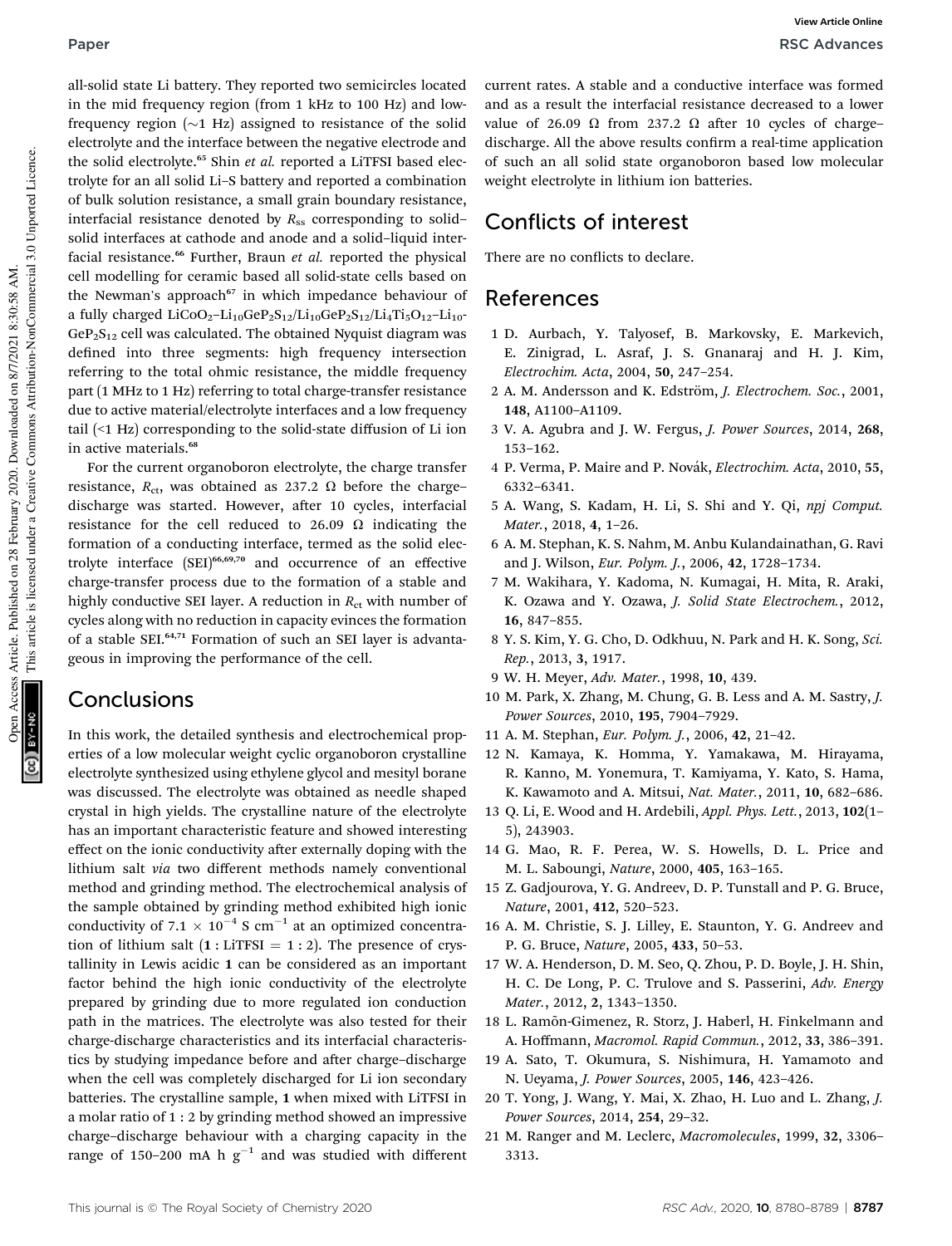all-solid state Li battery. They reported two semicircles located in the mid frequency region (from 1 kHz to 100 Hz) and low-frequency region (∼1 Hz) assigned to resistance of the solid electrolyte and the interface between the negative electrode and the solid electrolyte.[65] Shin *et al.* reported a LiTFSI based electrolyte for an all solid Li–S battery and reported a combination of bulk solution resistance, a small grain boundary resistance, interfacial resistance denoted by $R_{ss}$ corresponding to solid–solid interfaces at cathode and anode and a solid–liquid interfacial resistance.[66] Further, Braun *et al.* reported the physical cell modelling for ceramic based all solid-state cells based on the Newman's approach[67] in which impedance behaviour of a fully charged $LiCoO_2$–$Li_{10}GeP_2S_{12}$/$Li_{10}GeP_2S_{12}$/$Li_4Ti_5O_{12}$–$Li_{10}GeP_2S_{12}$ cell was calculated. The obtained Nyquist diagram was defined into three segments: high frequency intersection referring to the total ohmic resistance, the middle frequency part (1 MHz to 1 Hz) referring to total charge-transfer resistance due to active material/electrolyte interfaces and a low frequency tail (<1 Hz) corresponding to the solid-state diffusion of Li ion in active materials.[68]

For the current organoboron electrolyte, the charge transfer resistance, $R_{ct}$, was obtained as 237.2 Ω before the charge–discharge was started. However, after 10 cycles, interfacial resistance for the cell reduced to 26.09 Ω indicating the formation of a conducting interface, termed as the solid electrolyte interface (SEI)[66,69,70] and occurrence of an effective charge-transfer process due to the formation of a stable and highly conductive SEI layer. A reduction in $R_{ct}$ with number of cycles along with no reduction in capacity evinces the formation of a stable SEI.[64,71] Formation of such an SEI layer is advantageous in improving the performance of the cell.

## Conclusions

In this work, the detailed synthesis and electrochemical properties of a low molecular weight cyclic organoboron crystalline electrolyte synthesized using ethylene glycol and mesityl borane was discussed. The electrolyte was obtained as needle shaped crystal in high yields. The crystalline nature of the electrolyte has an important characteristic feature and showed interesting effect on the ionic conductivity after externally doping with the lithium salt *via* two different methods namely conventional method and grinding method. The electrochemical analysis of the sample obtained by grinding method exhibited high ionic conductivity of $7.1 \times 10^{-4}$ S cm$^{-1}$ at an optimized concentration of lithium salt (**1** : LiTFSI = 1 : 2). The presence of crystallinity in Lewis acidic **1** can be considered as an important factor behind the high ionic conductivity of the electrolyte prepared by grinding due to more regulated ion conduction path in the matrices. The electrolyte was also tested for their charge-discharge characteristics and its interfacial characteristics by studying impedance before and after charge–discharge when the cell was completely discharged for Li ion secondary batteries. The crystalline sample, **1** when mixed with LiTFSI in a molar ratio of 1 : 2 by grinding method showed an impressive charge–discharge behaviour with a charging capacity in the range of 150–200 mA h g$^{-1}$ and was studied with different current rates. A stable and a conductive interface was formed and as a result the interfacial resistance decreased to a lower value of 26.09 Ω from 237.2 Ω after 10 cycles of charge–discharge. All the above results confirm a real-time application of such an all solid state organoboron based low molecular weight electrolyte in lithium ion batteries.

## Conflicts of interest

There are no conflicts to declare.

## References

1 D. Aurbach, Y. Talyosef, B. Markovsky, E. Markevich, E. Zinigrad, L. Asraf, J. S. Gnanaraj and H. J. Kim, *Electrochim. Acta*, 2004, **50**, 247–254.

2 A. M. Andersson and K. Edström, *J. Electrochem. Soc.*, 2001, **148**, A1100–A1109.

3 V. A. Agubra and J. W. Fergus, *J. Power Sources*, 2014, **268**, 153–162.

4 P. Verma, P. Maire and P. Novák, *Electrochim. Acta*, 2010, **55**, 6332–6341.

5 A. Wang, S. Kadam, H. Li, S. Shi and Y. Qi, *npj Comput. Mater.*, 2018, **4**, 1–26.

6 A. M. Stephan, K. S. Nahm, M. Anbu Kulandainathan, G. Ravi and J. Wilson, *Eur. Polym. J.*, 2006, **42**, 1728–1734.

7 M. Wakihara, Y. Kadoma, N. Kumagai, H. Mita, R. Araki, K. Ozawa and Y. Ozawa, *J. Solid State Electrochem.*, 2012, **16**, 847–855.

8 Y. S. Kim, Y. G. Cho, D. Odkhuu, N. Park and H. K. Song, *Sci. Rep.*, 2013, **3**, 1917.

9 W. H. Meyer, *Adv. Mater.*, 1998, **10**, 439.

10 M. Park, X. Zhang, M. Chung, G. B. Less and A. M. Sastry, *J. Power Sources*, 2010, **195**, 7904–7929.

11 A. M. Stephan, *Eur. Polym. J.*, 2006, **42**, 21–42.

12 N. Kamaya, K. Homma, Y. Yamakawa, M. Hirayama, R. Kanno, M. Yonemura, T. Kamiyama, Y. Kato, S. Hama, K. Kawamoto and A. Mitsui, *Nat. Mater.*, 2011, **10**, 682–686.

13 Q. Li, E. Wood and H. Ardebili, *Appl. Phys. Lett.*, 2013, **102**(1–5), 243903.

14 G. Mao, R. F. Perea, W. S. Howells, D. L. Price and M. L. Saboungi, *Nature*, 2000, **405**, 163–165.

15 Z. Gadjourova, Y. G. Andreev, D. P. Tunstall and P. G. Bruce, *Nature*, 2001, **412**, 520–523.

16 A. M. Christie, S. J. Lilley, E. Staunton, Y. G. Andreev and P. G. Bruce, *Nature*, 2005, **433**, 50–53.

17 W. A. Henderson, D. M. Seo, Q. Zhou, P. D. Boyle, J. H. Shin, H. C. De Long, P. C. Trulove and S. Passerini, *Adv. Energy Mater.*, 2012, **2**, 1343–1350.

18 L. Ramõn-Gimenez, R. Storz, J. Haberl, H. Finkelmann and A. Hoffmann, *Macromol. Rapid Commun.*, 2012, **33**, 386–391.

19 A. Sato, T. Okumura, S. Nishimura, H. Yamamoto and N. Ueyama, *J. Power Sources*, 2005, **146**, 423–426.

20 T. Yong, J. Wang, Y. Mai, X. Zhao, H. Luo and L. Zhang, *J. Power Sources*, 2014, **254**, 29–32.

21 M. Ranger and M. Leclerc, *Macromolecules*, 1999, **32**, 3306–3313.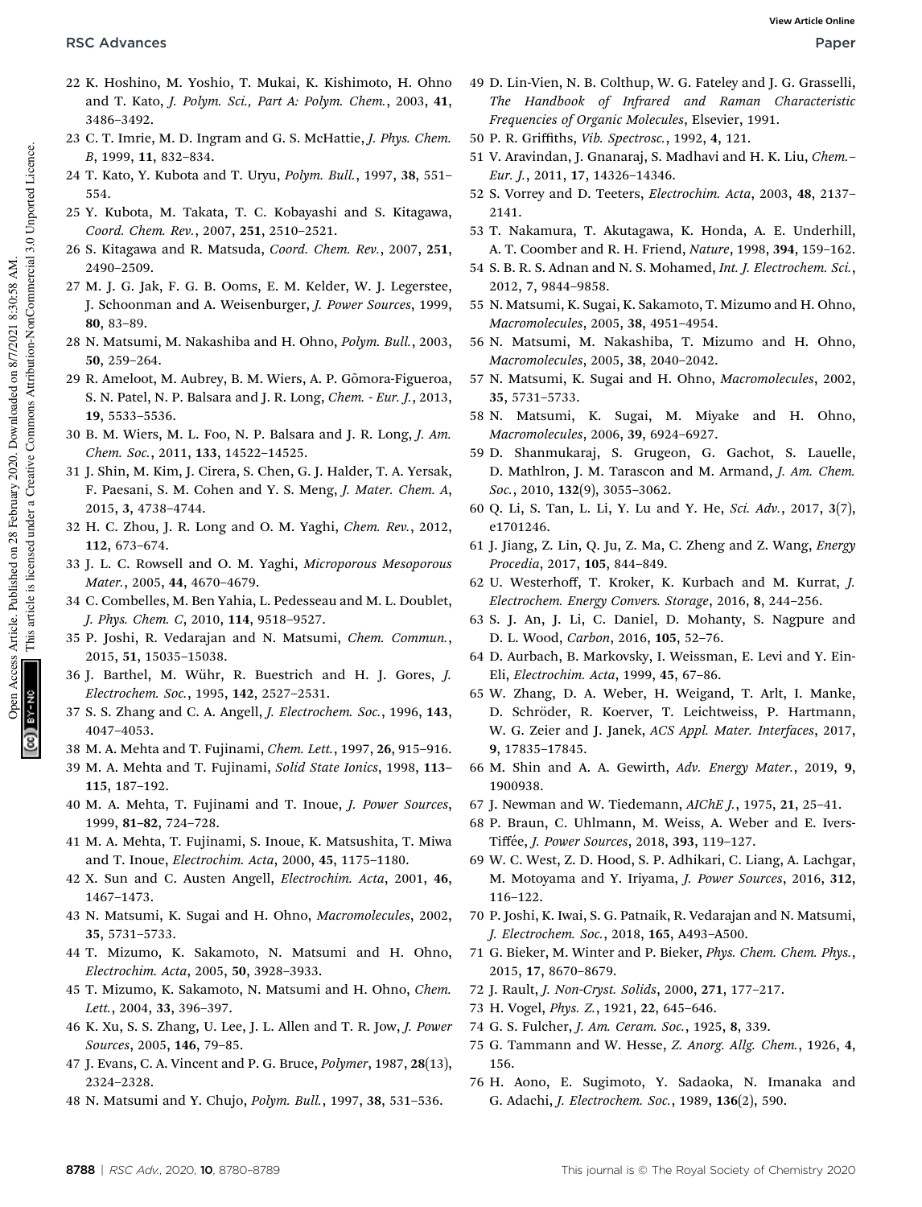22 K. Hoshino, M. Yoshio, T. Mukai, K. Kishimoto, H. Ohno and T. Kato, *J. Polym. Sci., Part A: Polym. Chem.*, 2003, **41**, 3486–3492.

23 C. T. Imrie, M. D. Ingram and G. S. McHattie, *J. Phys. Chem. B*, 1999, **11**, 832–834.

24 T. Kato, Y. Kubota and T. Uryu, *Polym. Bull.*, 1997, **38**, 551–554.

25 Y. Kubota, M. Takata, T. C. Kobayashi and S. Kitagawa, *Coord. Chem. Rev.*, 2007, **251**, 2510–2521.

26 S. Kitagawa and R. Matsuda, *Coord. Chem. Rev.*, 2007, **251**, 2490–2509.

27 M. J. G. Jak, F. G. B. Ooms, E. M. Kelder, W. J. Legerstee, J. Schoonman and A. Weisenburger, *J. Power Sources*, 1999, **80**, 83–89.

28 N. Matsumi, M. Nakashiba and H. Ohno, *Polym. Bull.*, 2003, **50**, 259–264.

29 R. Ameloot, M. Aubrey, B. M. Wiers, A. P. Gómora-Figueroa, S. N. Patel, N. P. Balsara and J. R. Long, *Chem. - Eur. J.*, 2013, **19**, 5533–5536.

30 B. M. Wiers, M. L. Foo, N. P. Balsara and J. R. Long, *J. Am. Chem. Soc.*, 2011, **133**, 14522–14525.

31 J. Shin, M. Kim, J. Cirera, S. Chen, G. J. Halder, T. A. Yersak, F. Paesani, S. M. Cohen and Y. S. Meng, *J. Mater. Chem. A*, 2015, **3**, 4738–4744.

32 H. C. Zhou, J. R. Long and O. M. Yaghi, *Chem. Rev.*, 2012, **112**, 673–674.

33 J. L. C. Rowsell and O. M. Yaghi, *Microporous Mesoporous Mater.*, 2005, **44**, 4670–4679.

34 C. Combelles, M. Ben Yahia, L. Pedesseau and M. L. Doublet, *J. Phys. Chem. C*, 2010, **114**, 9518–9527.

35 P. Joshi, R. Vedarajan and N. Matsumi, *Chem. Commun.*, 2015, **51**, 15035–15038.

36 J. Barthel, M. Wühr, R. Buestrich and H. J. Gores, *J. Electrochem. Soc.*, 1995, **142**, 2527–2531.

37 S. S. Zhang and C. A. Angell, *J. Electrochem. Soc.*, 1996, **143**, 4047–4053.

38 M. A. Mehta and T. Fujinami, *Chem. Lett.*, 1997, **26**, 915–916.

39 M. A. Mehta and T. Fujinami, *Solid State Ionics*, 1998, **113–115**, 187–192.

40 M. A. Mehta, T. Fujinami and T. Inoue, *J. Power Sources*, 1999, **81–82**, 724–728.

41 M. A. Mehta, T. Fujinami, S. Inoue, K. Matsushita, T. Miwa and T. Inoue, *Electrochim. Acta*, 2000, **45**, 1175–1180.

42 X. Sun and C. Austen Angell, *Electrochim. Acta*, 2001, **46**, 1467–1473.

43 N. Matsumi, K. Sugai and H. Ohno, *Macromolecules*, 2002, **35**, 5731–5733.

44 T. Mizumo, K. Sakamoto, N. Matsumi and H. Ohno, *Electrochim. Acta*, 2005, **50**, 3928–3933.

45 T. Mizumo, K. Sakamoto, N. Matsumi and H. Ohno, *Chem. Lett.*, 2004, **33**, 396–397.

46 K. Xu, S. S. Zhang, U. Lee, J. L. Allen and T. R. Jow, *J. Power Sources*, 2005, **146**, 79–85.

47 J. Evans, C. A. Vincent and P. G. Bruce, *Polymer*, 1987, **28**(13), 2324–2328.

48 N. Matsumi and Y. Chujo, *Polym. Bull.*, 1997, **38**, 531–536.

49 D. Lin-Vien, N. B. Colthup, W. G. Fateley and J. G. Grasselli, *The Handbook of Infrared and Raman Characteristic Frequencies of Organic Molecules*, Elsevier, 1991.

50 P. R. Griffiths, *Vib. Spectrosc.*, 1992, **4**, 121.

51 V. Aravindan, J. Gnanaraj, S. Madhavi and H. K. Liu, *Chem.–Eur. J.*, 2011, **17**, 14326–14346.

52 S. Vorrey and D. Teeters, *Electrochim. Acta*, 2003, **48**, 2137–2141.

53 T. Nakamura, T. Akutagawa, K. Honda, A. E. Underhill, A. T. Coomber and R. H. Friend, *Nature*, 1998, **394**, 159–162.

54 S. B. R. S. Adnan and N. S. Mohamed, *Int. J. Electrochem. Sci.*, 2012, **7**, 9844–9858.

55 N. Matsumi, K. Sugai, K. Sakamoto, T. Mizumo and H. Ohno, *Macromolecules*, 2005, **38**, 4951–4954.

56 N. Matsumi, M. Nakashiba, T. Mizumo and H. Ohno, *Macromolecules*, 2005, **38**, 2040–2042.

57 N. Matsumi, K. Sugai and H. Ohno, *Macromolecules*, 2002, **35**, 5731–5733.

58 N. Matsumi, K. Sugai, M. Miyake and H. Ohno, *Macromolecules*, 2006, **39**, 6924–6927.

59 D. Shanmukaraj, S. Grugeon, G. Gachot, S. Lauelle, D. Mathlron, J. M. Tarascon and M. Armand, *J. Am. Chem. Soc.*, 2010, **132**(9), 3055–3062.

60 Q. Li, S. Tan, L. Li, Y. Lu and Y. He, *Sci. Adv.*, 2017, **3**(7), e1701246.

61 J. Jiang, Z. Lin, Q. Ju, Z. Ma, C. Zheng and Z. Wang, *Energy Procedia*, 2017, **105**, 844–849.

62 U. Westerhoff, T. Kroker, K. Kurbach and M. Kurrat, *J. Electrochem. Energy Convers. Storage*, 2016, **8**, 244–256.

63 S. J. An, J. Li, C. Daniel, D. Mohanty, S. Nagpure and D. L. Wood, *Carbon*, 2016, **105**, 52–76.

64 D. Aurbach, B. Markovsky, I. Weissman, E. Levi and Y. Ein-Eli, *Electrochim. Acta*, 1999, **45**, 67–86.

65 W. Zhang, D. A. Weber, H. Weigand, T. Arlt, I. Manke, D. Schröder, R. Koerver, T. Leichtweiss, P. Hartmann, W. G. Zeier and J. Janek, *ACS Appl. Mater. Interfaces*, 2017, **9**, 17835–17845.

66 M. Shin and A. A. Gewirth, *Adv. Energy Mater.*, 2019, **9**, 1900938.

67 J. Newman and W. Tiedemann, *AIChE J.*, 1975, **21**, 25–41.

68 P. Braun, C. Uhlmann, M. Weiss, A. Weber and E. Ivers-Tiffée, *J. Power Sources*, 2018, **393**, 119–127.

69 W. C. West, Z. D. Hood, S. P. Adhikari, C. Liang, A. Lachgar, M. Motoyama and Y. Iriyama, *J. Power Sources*, 2016, **312**, 116–122.

70 P. Joshi, K. Iwai, S. G. Patnaik, R. Vedarajan and N. Matsumi, *J. Electrochem. Soc.*, 2018, **165**, A493–A500.

71 G. Bieker, M. Winter and P. Bieker, *Phys. Chem. Chem. Phys.*, 2015, **17**, 8670–8679.

72 J. Rault, *J. Non-Cryst. Solids*, 2000, **271**, 177–217.

73 H. Vogel, *Phys. Z.*, 1921, **22**, 645–646.

74 G. S. Fulcher, *J. Am. Ceram. Soc.*, 1925, **8**, 339.

75 G. Tammann and W. Hesse, *Z. Anorg. Allg. Chem.*, 1926, **4**, 156.

76 H. Aono, E. Sugimoto, Y. Sadaoka, N. Imanaka and G. Adachi, *J. Electrochem. Soc.*, 1989, **136**(2), 590.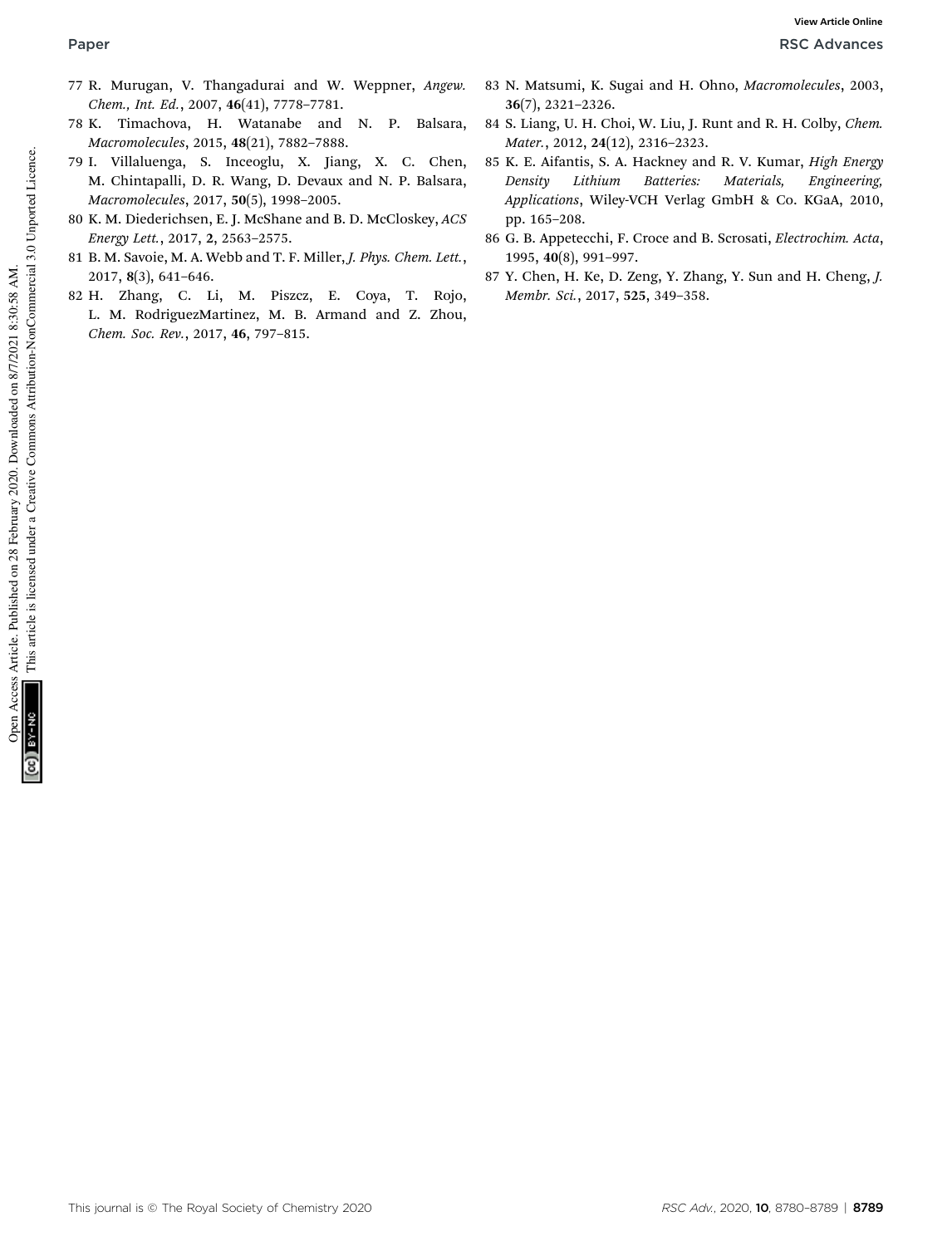77 R. Murugan, V. Thangadurai and W. Weppner, *Angew. Chem., Int. Ed.*, 2007, **46**(41), 7778–7781.

78 K. Timachova, H. Watanabe and N. P. Balsara, *Macromolecules*, 2015, **48**(21), 7882–7888.

79 I. Villaluenga, S. Inceoglu, X. Jiang, X. C. Chen, M. Chintapalli, D. R. Wang, D. Devaux and N. P. Balsara, *Macromolecules*, 2017, **50**(5), 1998–2005.

80 K. M. Diederichsen, E. J. McShane and B. D. McCloskey, *ACS Energy Lett.*, 2017, **2**, 2563–2575.

81 B. M. Savoie, M. A. Webb and T. F. Miller, *J. Phys. Chem. Lett.*, 2017, **8**(3), 641–646.

82 H. Zhang, C. Li, M. Piszcz, E. Coya, T. Rojo, L. M. RodriguezMartinez, M. B. Armand and Z. Zhou, *Chem. Soc. Rev.*, 2017, **46**, 797–815.

83 N. Matsumi, K. Sugai and H. Ohno, *Macromolecules*, 2003, **36**(7), 2321–2326.

84 S. Liang, U. H. Choi, W. Liu, J. Runt and R. H. Colby, *Chem. Mater.*, 2012, **24**(12), 2316–2323.

85 K. E. Aifantis, S. A. Hackney and R. V. Kumar, *High Energy Density Lithium Batteries: Materials, Engineering, Applications*, Wiley-VCH Verlag GmbH & Co. KGaA, 2010, pp. 165–208.

86 G. B. Appetecchi, F. Croce and B. Scrosati, *Electrochim. Acta*, 1995, **40**(8), 991–997.

87 Y. Chen, H. Ke, D. Zeng, Y. Zhang, Y. Sun and H. Cheng, *J. Membr. Sci.*, 2017, **525**, 349–358.